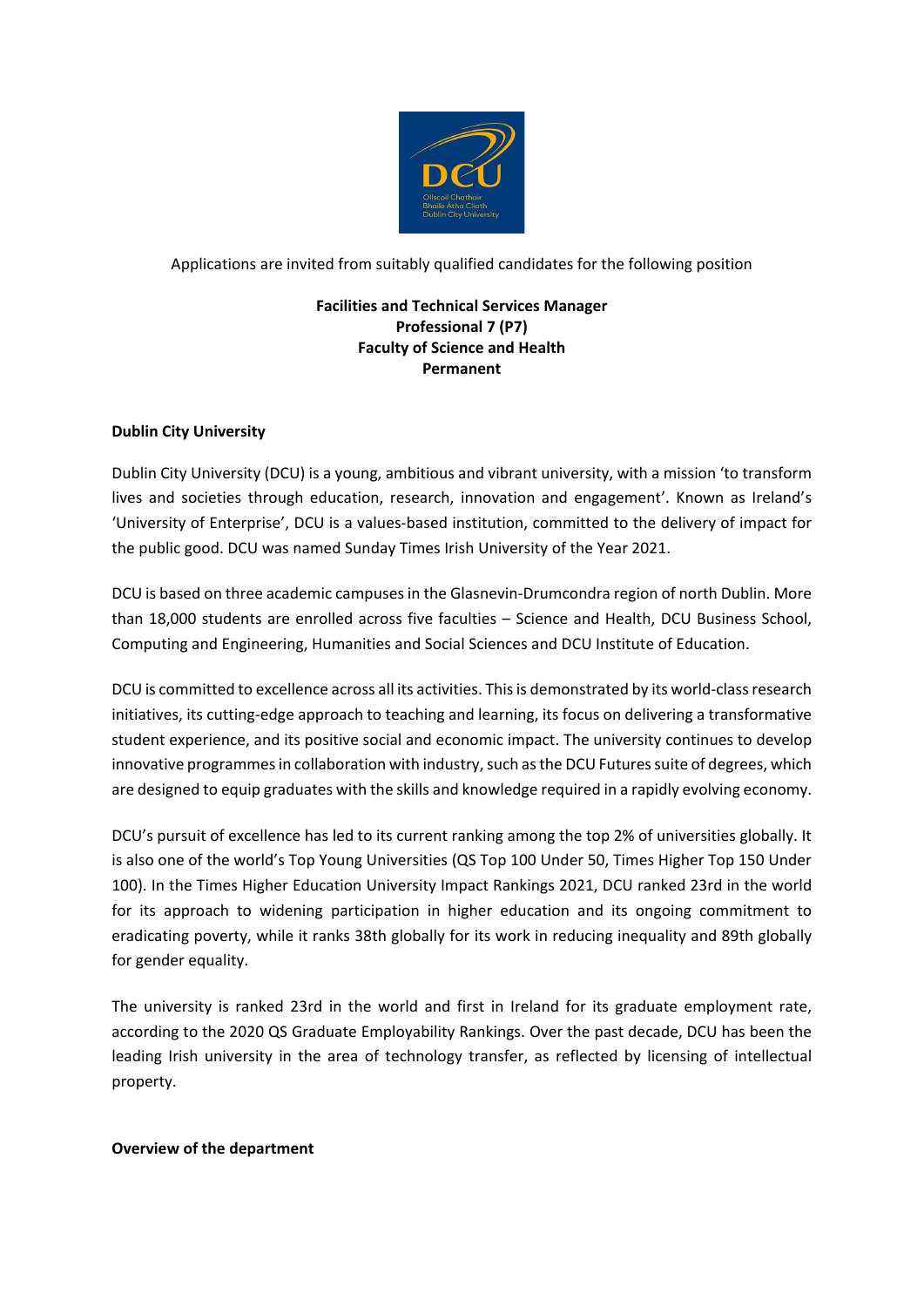Applications are invited from suitably qualified candidates for the following position

**Facilities and Technical Services Manager**
**Professional 7 (P7)**
**Faculty of Science and Health**
**Permanent**

## Dublin City University

Dublin City University (DCU) is a young, ambitious and vibrant university, with a mission 'to transform lives and societies through education, research, innovation and engagement'. Known as Ireland's 'University of Enterprise', DCU is a values-based institution, committed to the delivery of impact for the public good. DCU was named Sunday Times Irish University of the Year 2021.

DCU is based on three academic campuses in the Glasnevin-Drumcondra region of north Dublin. More than 18,000 students are enrolled across five faculties – Science and Health, DCU Business School, Computing and Engineering, Humanities and Social Sciences and DCU Institute of Education.

DCU is committed to excellence across all its activities. This is demonstrated by its world-class research initiatives, its cutting-edge approach to teaching and learning, its focus on delivering a transformative student experience, and its positive social and economic impact. The university continues to develop innovative programmes in collaboration with industry, such as the DCU Futures suite of degrees, which are designed to equip graduates with the skills and knowledge required in a rapidly evolving economy.

DCU's pursuit of excellence has led to its current ranking among the top 2% of universities globally. It is also one of the world's Top Young Universities (QS Top 100 Under 50, Times Higher Top 150 Under 100). In the Times Higher Education University Impact Rankings 2021, DCU ranked 23rd in the world for its approach to widening participation in higher education and its ongoing commitment to eradicating poverty, while it ranks 38th globally for its work in reducing inequality and 89th globally for gender equality.

The university is ranked 23rd in the world and first in Ireland for its graduate employment rate, according to the 2020 QS Graduate Employability Rankings. Over the past decade, DCU has been the leading Irish university in the area of technology transfer, as reflected by licensing of intellectual property.

## Overview of the department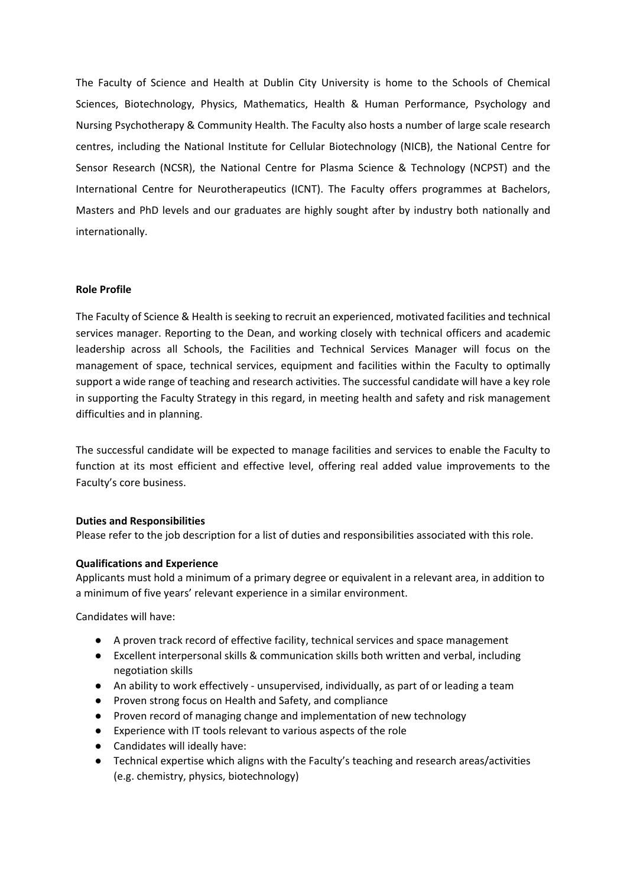The Faculty of Science and Health at Dublin City University is home to the Schools of Chemical Sciences, Biotechnology, Physics, Mathematics, Health & Human Performance, Psychology and Nursing Psychotherapy & Community Health. The Faculty also hosts a number of large scale research centres, including the National Institute for Cellular Biotechnology (NICB), the National Centre for Sensor Research (NCSR), the National Centre for Plasma Science & Technology (NCPST) and the International Centre for Neurotherapeutics (ICNT). The Faculty offers programmes at Bachelors, Masters and PhD levels and our graduates are highly sought after by industry both nationally and internationally.

**Role Profile**

The Faculty of Science & Health is seeking to recruit an experienced, motivated facilities and technical services manager. Reporting to the Dean, and working closely with technical officers and academic leadership across all Schools, the Facilities and Technical Services Manager will focus on the management of space, technical services, equipment and facilities within the Faculty to optimally support a wide range of teaching and research activities. The successful candidate will have a key role in supporting the Faculty Strategy in this regard, in meeting health and safety and risk management difficulties and in planning.

The successful candidate will be expected to manage facilities and services to enable the Faculty to function at its most efficient and effective level, offering real added value improvements to the Faculty's core business.

**Duties and Responsibilities**

Please refer to the job description for a list of duties and responsibilities associated with this role.

**Qualifications and Experience**

Applicants must hold a minimum of a primary degree or equivalent in a relevant area, in addition to a minimum of five years' relevant experience in a similar environment.

Candidates will have:

- A proven track record of effective facility, technical services and space management
- Excellent interpersonal skills & communication skills both written and verbal, including negotiation skills
- An ability to work effectively - unsupervised, individually, as part of or leading a team
- Proven strong focus on Health and Safety, and compliance
- Proven record of managing change and implementation of new technology
- Experience with IT tools relevant to various aspects of the role
- Candidates will ideally have:
- Technical expertise which aligns with the Faculty's teaching and research areas/activities (e.g. chemistry, physics, biotechnology)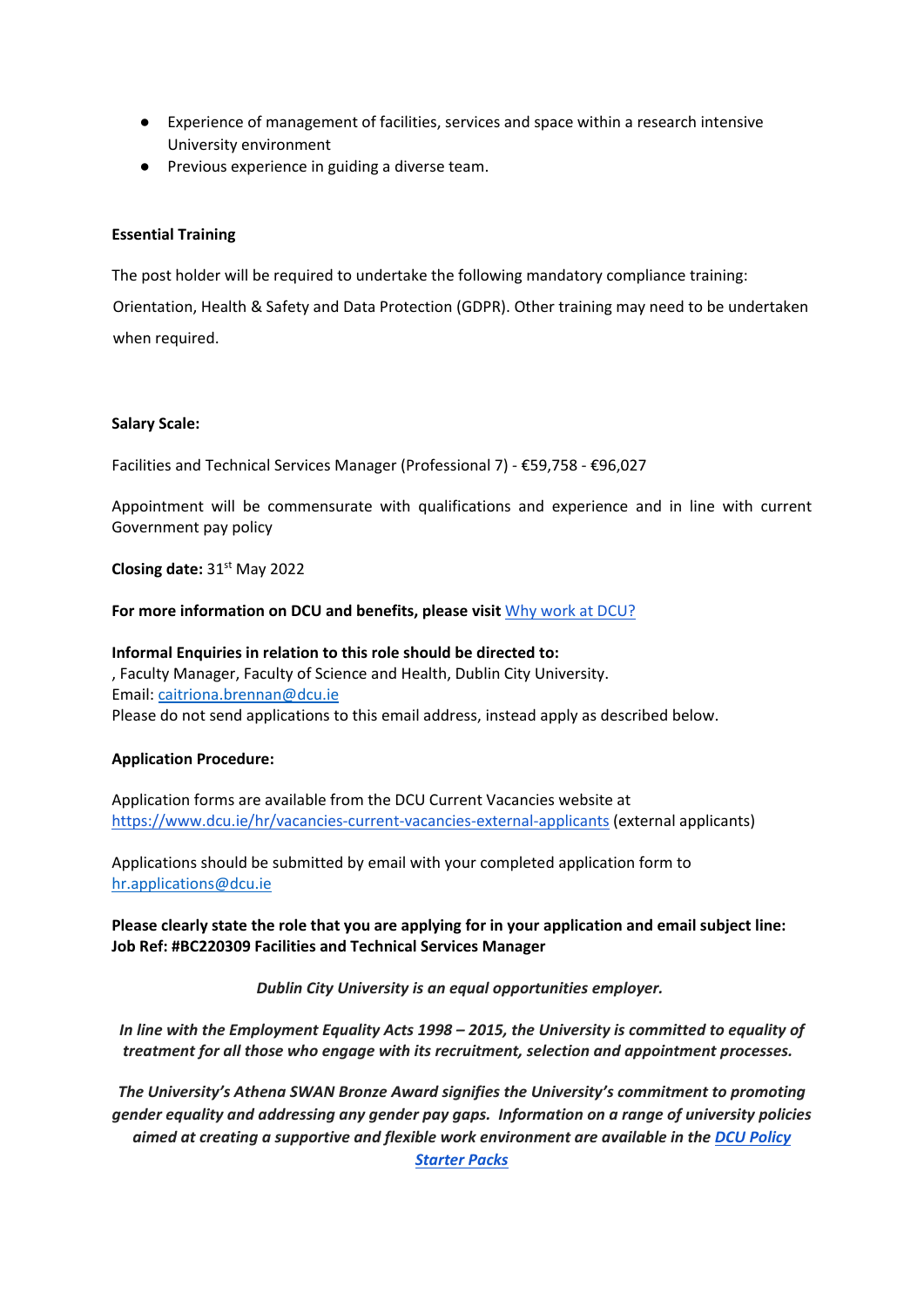- Experience of management of facilities, services and space within a research intensive University environment
- Previous experience in guiding a diverse team.

**Essential Training**

The post holder will be required to undertake the following mandatory compliance training: Orientation, Health & Safety and Data Protection (GDPR). Other training may need to be undertaken when required.

**Salary Scale:**

Facilities and Technical Services Manager (Professional 7) - €59,758 - €96,027

Appointment will be commensurate with qualifications and experience and in line with current Government pay policy

**Closing date:** 31st May 2022

**For more information on DCU and benefits, please visit** [Why work at DCU?]()

**Informal Enquiries in relation to this role should be directed to:**
, Faculty Manager, Faculty of Science and Health, Dublin City University.
Email: caitriona.brennan@dcu.ie
Please do not send applications to this email address, instead apply as described below.

**Application Procedure:**

Application forms are available from the DCU Current Vacancies website at https://www.dcu.ie/hr/vacancies-current-vacancies-external-applicants (external applicants)

Applications should be submitted by email with your completed application form to hr.applications@dcu.ie

**Please clearly state the role that you are applying for in your application and email subject line: Job Ref: #BC220309 Facilities and Technical Services Manager**

***Dublin City University is an equal opportunities employer.***

***In line with the Employment Equality Acts 1998 – 2015, the University is committed to equality of treatment for all those who engage with its recruitment, selection and appointment processes.***

***The University's Athena SWAN Bronze Award signifies the University's commitment to promoting gender equality and addressing any gender pay gaps. Information on a range of university policies aimed at creating a supportive and flexible work environment are available in the DCU Policy Starter Packs***